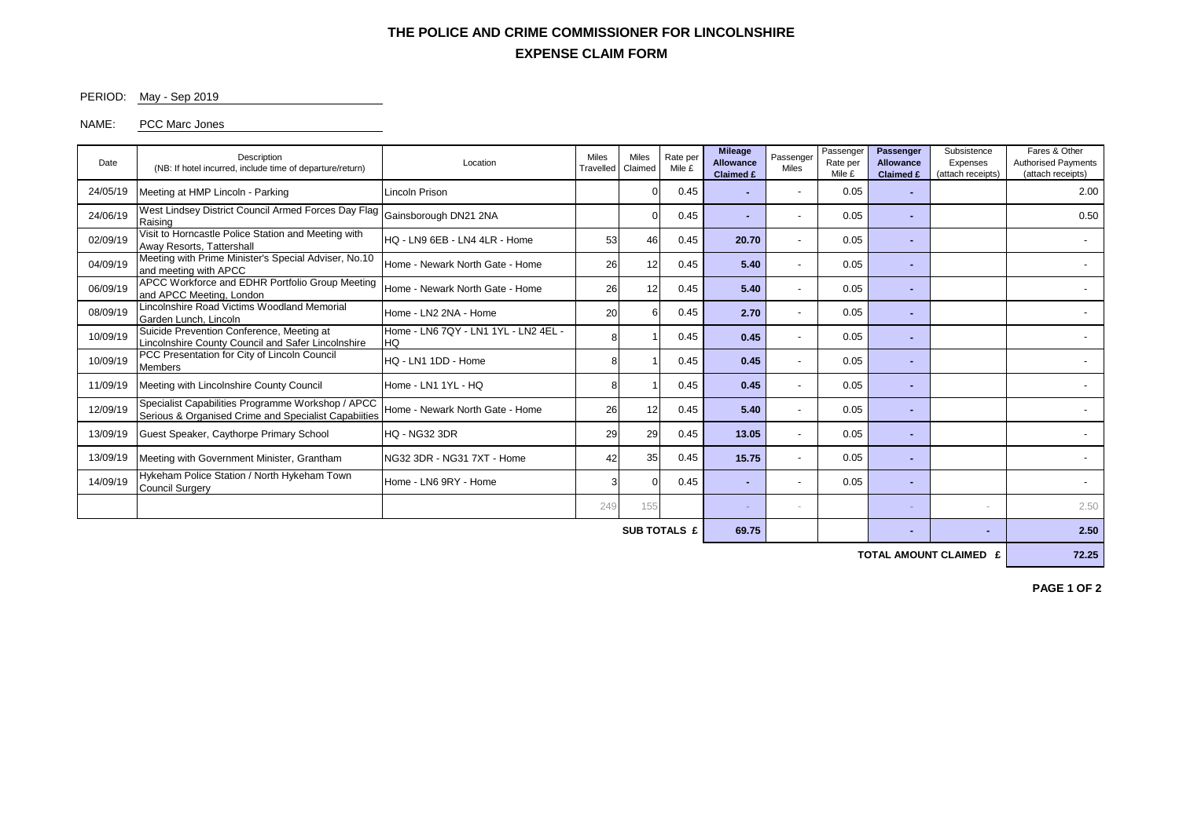# THE POLICE AND CRIME COMMISSIONER FOR LINCOLNSHIRE

## EXPENSE CLAIM FORM

PERIOD: May - Sep 2019

NAME: PCC Marc Jones

| Date | Description (NB: If hotel incurred, include time of departure/return) | Location | Miles Travelled | Miles Claimed | Rate per Mile £ | Mileage Allowance Claimed £ | Passenger Miles | Passenger Rate per Mile £ | Passenger Allowance Claimed £ | Subsistence Expenses (attach receipts) | Fares & Other Authorised Payments (attach receipts) |
|---|---|---|---|---|---|---|---|---|---|---|---|
| 24/05/19 | Meeting at HMP Lincoln - Parking | Lincoln Prison | | 0 | 0.45 | - | - | 0.05 | - | | 2.00 |
| 24/06/19 | West Lindsey District Council Armed Forces Day Flag Raising | Gainsborough DN21 2NA | | 0 | 0.45 | - | - | 0.05 | - | | 0.50 |
| 02/09/19 | Visit to Horncastle Police Station and Meeting with Away Resorts, Tattershall | HQ - LN9 6EB - LN4 4LR - Home | 53 | 46 | 0.45 | 20.70 | - | 0.05 | - | | - |
| 04/09/19 | Meeting with Prime Minister's Special Adviser, No.10 and meeting with APCC | Home - Newark North Gate - Home | 26 | 12 | 0.45 | 5.40 | - | 0.05 | - | | - |
| 06/09/19 | APCC Workforce and EDHR Portfolio Group Meeting and APCC Meeting, London | Home - Newark North Gate - Home | 26 | 12 | 0.45 | 5.40 | - | 0.05 | - | | - |
| 08/09/19 | Lincolnshire Road Victims Woodland Memorial Garden Lunch, Lincoln | Home - LN2 2NA - Home | 20 | 6 | 0.45 | 2.70 | - | 0.05 | - | | - |
| 10/09/19 | Suicide Prevention Conference, Meeting at Lincolnshire County Council and Safer Lincolnshire | Home - LN6 7QY - LN1 1YL - LN2 4EL - HQ | 8 | 1 | 0.45 | 0.45 | - | 0.05 | - | | - |
| 10/09/19 | PCC Presentation for City of Lincoln Council Members | HQ - LN1 1DD - Home | 8 | 1 | 0.45 | 0.45 | - | 0.05 | - | | - |
| 11/09/19 | Meeting with Lincolnshire County Council | Home - LN1 1YL - HQ | 8 | 1 | 0.45 | 0.45 | - | 0.05 | - | | - |
| 12/09/19 | Specialist Capabilities Programme Workshop / APCC Serious & Organised Crime and Specialist Capabiities | Home - Newark North Gate - Home | 26 | 12 | 0.45 | 5.40 | - | 0.05 | - | | - |
| 13/09/19 | Guest Speaker, Caythorpe Primary School | HQ - NG32 3DR | 29 | 29 | 0.45 | 13.05 | - | 0.05 | - | | - |
| 13/09/19 | Meeting with Government Minister, Grantham | NG32 3DR - NG31 7XT - Home | 42 | 35 | 0.45 | 15.75 | - | 0.05 | - | | - |
| 14/09/19 | Hykeham Police Station / North Hykeham Town Council Surgery | Home - LN6 9RY - Home | 3 | 0 | 0.45 | - | - | 0.05 | - | | - |
| | | | 249 | 155 | | - | - | | - | - | 2.50 |
| | | | | | SUB TOTALS £ | 69.75 | | | - | - | 2.50 |
| | | | | | | | | | | TOTAL AMOUNT CLAIMED £ | 72.25 |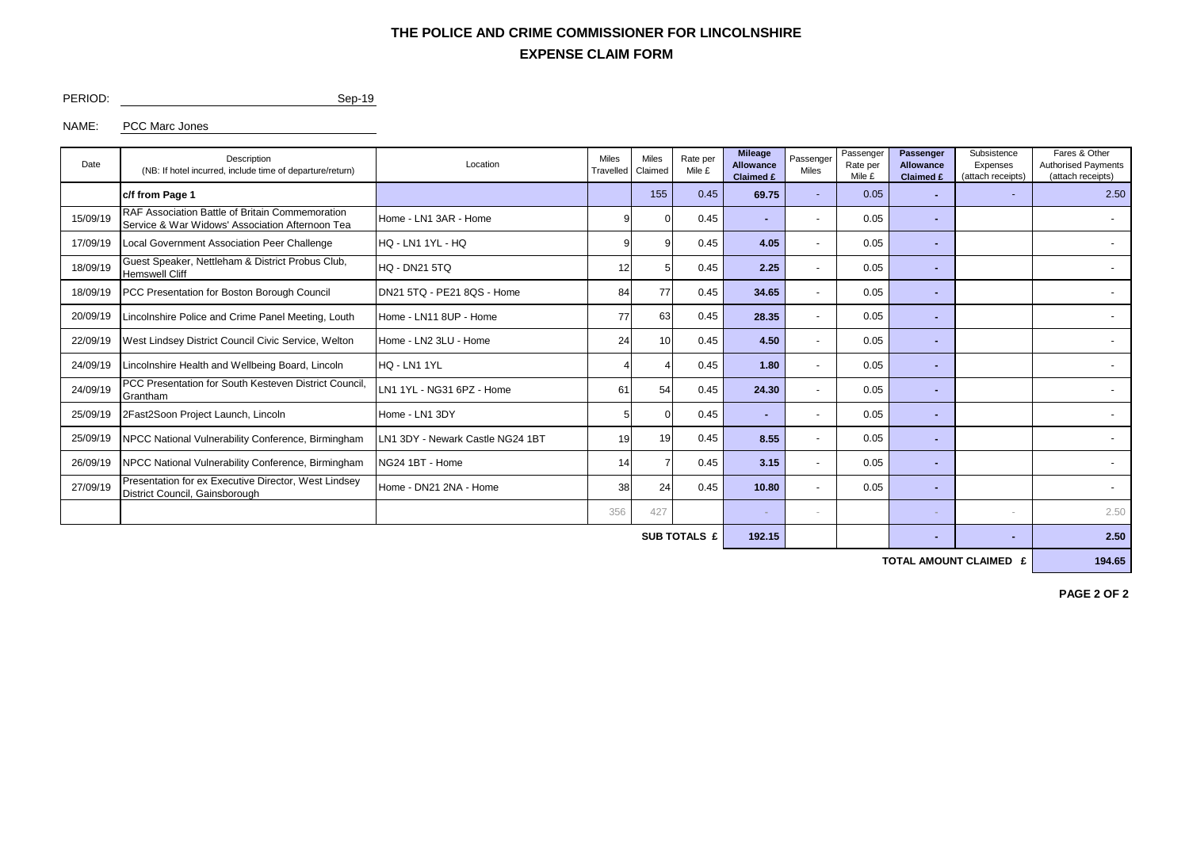# THE POLICE AND CRIME COMMISSIONER FOR LINCOLNSHIRE

## EXPENSE CLAIM FORM

PERIOD: Sep-19

NAME: PCC Marc Jones

| Date | Description (NB: If hotel incurred, include time of departure/return) | Location | Miles Travelled | Miles Claimed | Rate per Mile £ | Mileage Allowance Claimed £ | Passenger Miles | Passenger Rate per Mile £ | Passenger Allowance Claimed £ | Subsistence Expenses (attach receipts) | Fares & Other Authorised Payments (attach receipts) |
|---|---|---|---|---|---|---|---|---|---|---|---|
| | **c/f from Page 1** | | | 155 | 0.45 | **69.75** | - | 0.05 | - | - | 2.50 |
| 15/09/19 | RAF Association Battle of Britain Commemoration Service & War Widows' Association Afternoon Tea | Home - LN1 3AR - Home | 9 | 0 | 0.45 | - | - | 0.05 | - | | - |
| 17/09/19 | Local Government Association Peer Challenge | HQ - LN1 1YL - HQ | 9 | 9 | 0.45 | **4.05** | - | 0.05 | - | | - |
| 18/09/19 | Guest Speaker, Nettleham & District Probus Club, Hemswell Cliff | HQ - DN21 5TQ | 12 | 5 | 0.45 | **2.25** | - | 0.05 | - | | - |
| 18/09/19 | PCC Presentation for Boston Borough Council | DN21 5TQ - PE21 8QS - Home | 84 | 77 | 0.45 | **34.65** | - | 0.05 | - | | - |
| 20/09/19 | Lincolnshire Police and Crime Panel Meeting, Louth | Home - LN11 8UP - Home | 77 | 63 | 0.45 | **28.35** | - | 0.05 | - | | - |
| 22/09/19 | West Lindsey District Council Civic Service, Welton | Home - LN2 3LU - Home | 24 | 10 | 0.45 | **4.50** | - | 0.05 | - | | - |
| 24/09/19 | Lincolnshire Health and Wellbeing Board, Lincoln | HQ - LN1 1YL | 4 | 4 | 0.45 | **1.80** | - | 0.05 | - | | - |
| 24/09/19 | PCC Presentation for South Kesteven District Council, Grantham | LN1 1YL - NG31 6PZ - Home | 61 | 54 | 0.45 | **24.30** | - | 0.05 | - | | - |
| 25/09/19 | 2Fast2Soon Project Launch, Lincoln | Home - LN1 3DY | 5 | 0 | 0.45 | - | - | 0.05 | - | | - |
| 25/09/19 | NPCC National Vulnerability Conference, Birmingham | LN1 3DY - Newark Castle NG24 1BT | 19 | 19 | 0.45 | **8.55** | - | 0.05 | - | | - |
| 26/09/19 | NPCC National Vulnerability Conference, Birmingham | NG24 1BT - Home | 14 | 7 | 0.45 | **3.15** | - | 0.05 | - | | - |
| 27/09/19 | Presentation for ex Executive Director, West Lindsey District Council, Gainsborough | Home - DN21 2NA - Home | 38 | 24 | 0.45 | **10.80** | - | 0.05 | - | | - |
| | | | 356 | 427 | | - | - | | - | - | 2.50 |
| | | | | | **SUB TOTALS £** | **192.15** | | | **-** | **-** | **2.50** |
| | | | | | | | | | | **TOTAL AMOUNT CLAIMED £** | **194.65** |

**PAGE 2 OF 2**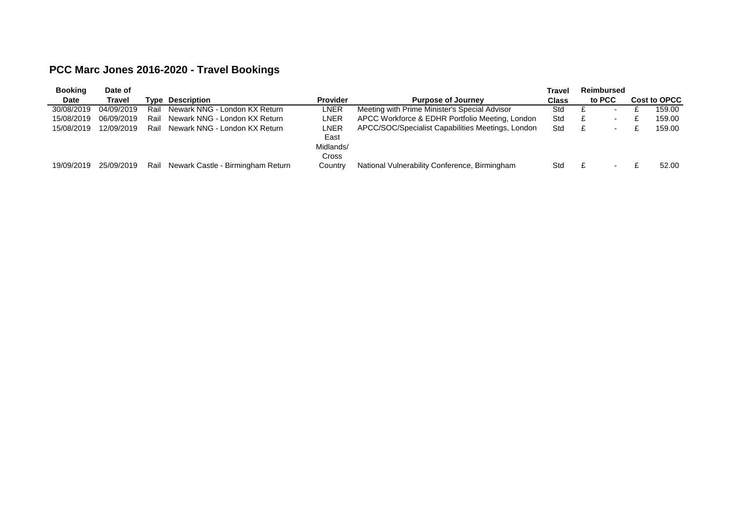## PCC Marc Jones 2016-2020 - Travel Bookings

| Booking Date | Date of Travel | Type | Description | Provider | Purpose of Journey | Travel Class | Reimbursed to PCC | Cost to OPCC |
|---|---|---|---|---|---|---|---|---|
| 30/08/2019 | 04/09/2019 | Rail | Newark NNG - London KX Return | LNER | Meeting with Prime Minister's Special Advisor | Std | £ - | £ 159.00 |
| 15/08/2019 | 06/09/2019 | Rail | Newark NNG - London KX Return | LNER | APCC Workforce & EDHR Portfolio Meeting, London | Std | £ - | £ 159.00 |
| 15/08/2019 | 12/09/2019 | Rail | Newark NNG - London KX Return | LNER | APCC/SOC/Specialist Capabilities Meetings, London | Std | £ - | £ 159.00 |
| 19/09/2019 | 25/09/2019 | Rail | Newark Castle - Birmingham Return | East Midlands/ Cross Country | National Vulnerability Conference, Birmingham | Std | £ - | £ 52.00 |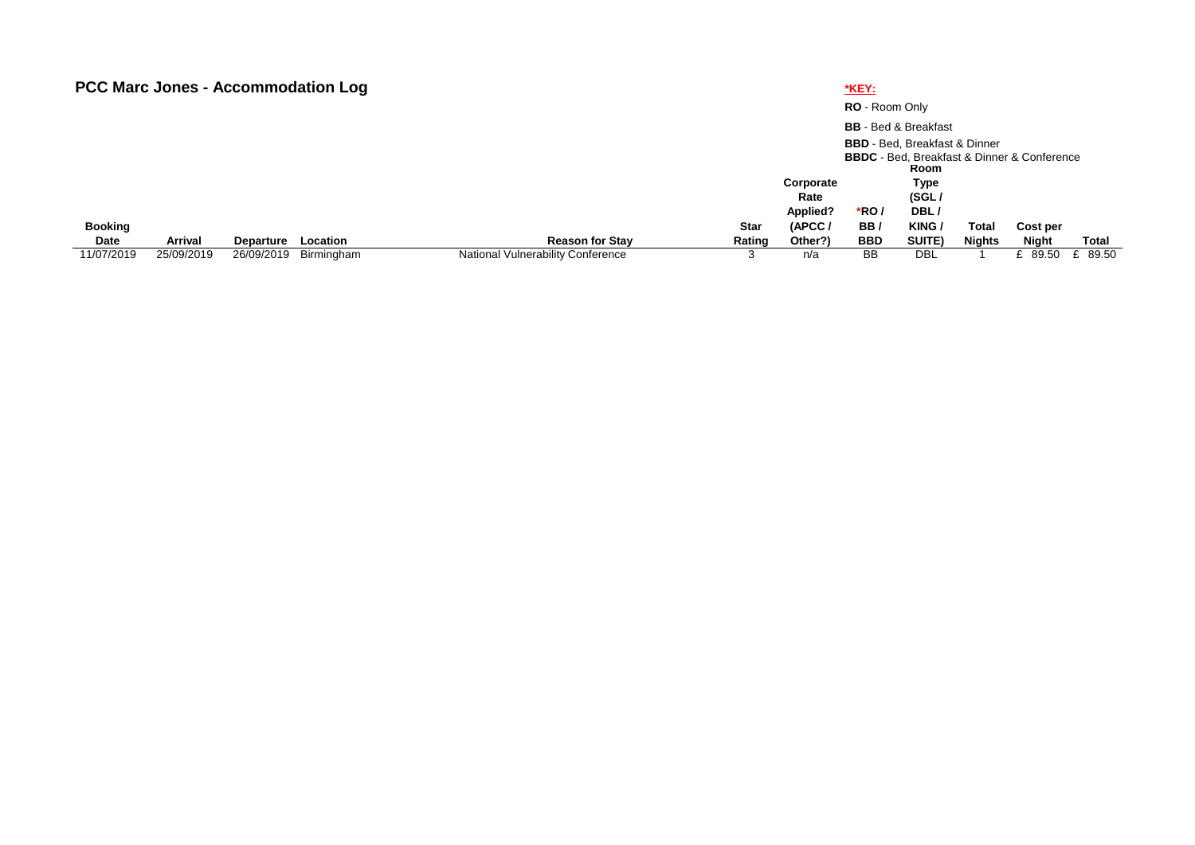## PCC Marc Jones - Accommodation Log

***KEY:**

**RO** - Room Only

**BB** - Bed & Breakfast

**BBD** - Bed, Breakfast & Dinner

**BBDC** - Bed, Breakfast & Dinner & Conference

| Booking Date | Arrival | Departure | Location | Reason for Stay | Star Rating | Corporate Rate Applied? (APCC / Other?) | *RO / BB / BBD | Room Type (SGL / DBL / KING / SUITE) | Total Nights | Cost per Night | Total |
|---|---|---|---|---|---|---|---|---|---|---|---|
| 11/07/2019 | 25/09/2019 | 26/09/2019 | Birmingham | National Vulnerability Conference | 3 | n/a | BB | DBL | 1 | £ 89.50 | £ 89.50 |